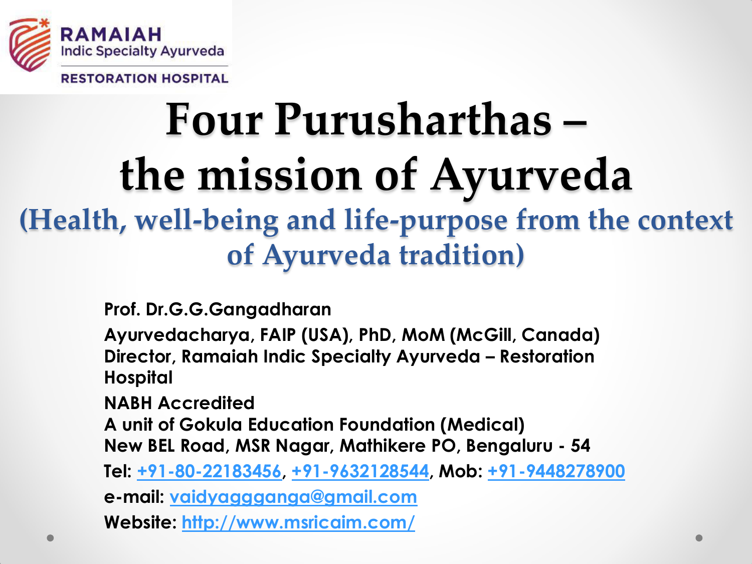RAMAIAH
Indic Specialty Ayurveda
RESTORATION HOSPITAL

# Four Purusharthas – the mission of Ayurveda

## (Health, well-being and life-purpose from the context of Ayurveda tradition)

**Prof. Dr.G.G.Gangadharan**

**Ayurvedacharya, FAIP (USA), PhD, MoM (McGill, Canada)**
**Director, Ramaiah Indic Specialty Ayurveda – Restoration Hospital**

**NABH Accredited**
**A unit of Gokula Education Foundation (Medical)**
**New BEL Road, MSR Nagar, Mathikere PO, Bengaluru - 54**

**Tel: +91-80-22183456, +91-9632128544, Mob: +91-9448278900**

**e-mail: vaidyaggganga@gmail.com**

**Website: http://www.msricaim.com/**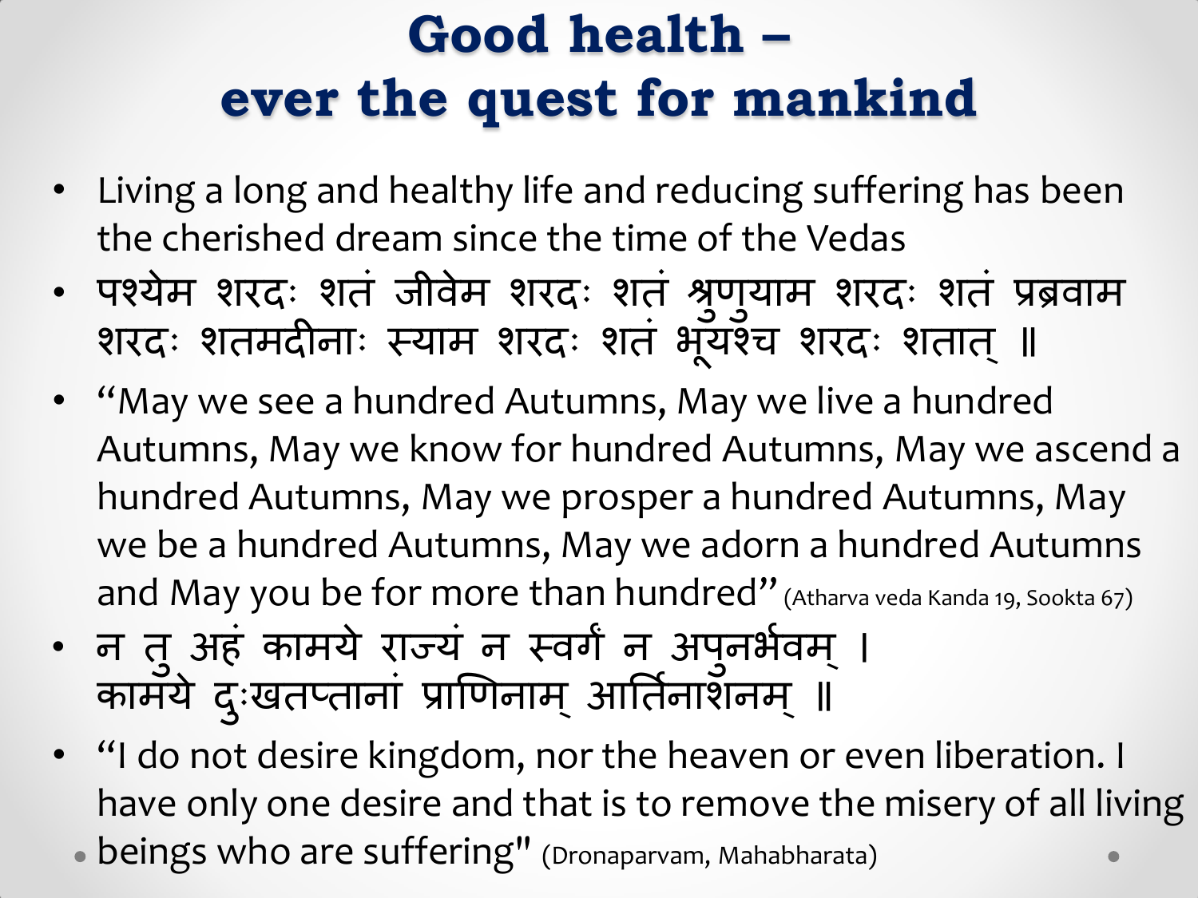# Good health – ever the quest for mankind

- Living a long and healthy life and reducing suffering has been the cherished dream since the time of the Vedas
- पश्येम शरदः शतं जीवेम शरदः शतं श्रुणुयाम शरदः शतं प्रब्रवाम शरदः शतमदीनाः स्याम शरदः शतं भूयश्च शरदः शतात् ॥
- "May we see a hundred Autumns, May we live a hundred Autumns, May we know for hundred Autumns, May we ascend a hundred Autumns, May we prosper a hundred Autumns, May we be a hundred Autumns, May we adorn a hundred Autumns and May you be for more than hundred" (Atharva veda Kanda 19, Sookta 67)
- न तु अहं कामये राज्यं न स्वर्गं न अपुनर्भवम् । कामये दुःखतप्तानां प्राणिनाम् आर्तिनाशनम् ॥
- "I do not desire kingdom, nor the heaven or even liberation. I have only one desire and that is to remove the misery of all living beings who are suffering" (Dronaparvam, Mahabharata)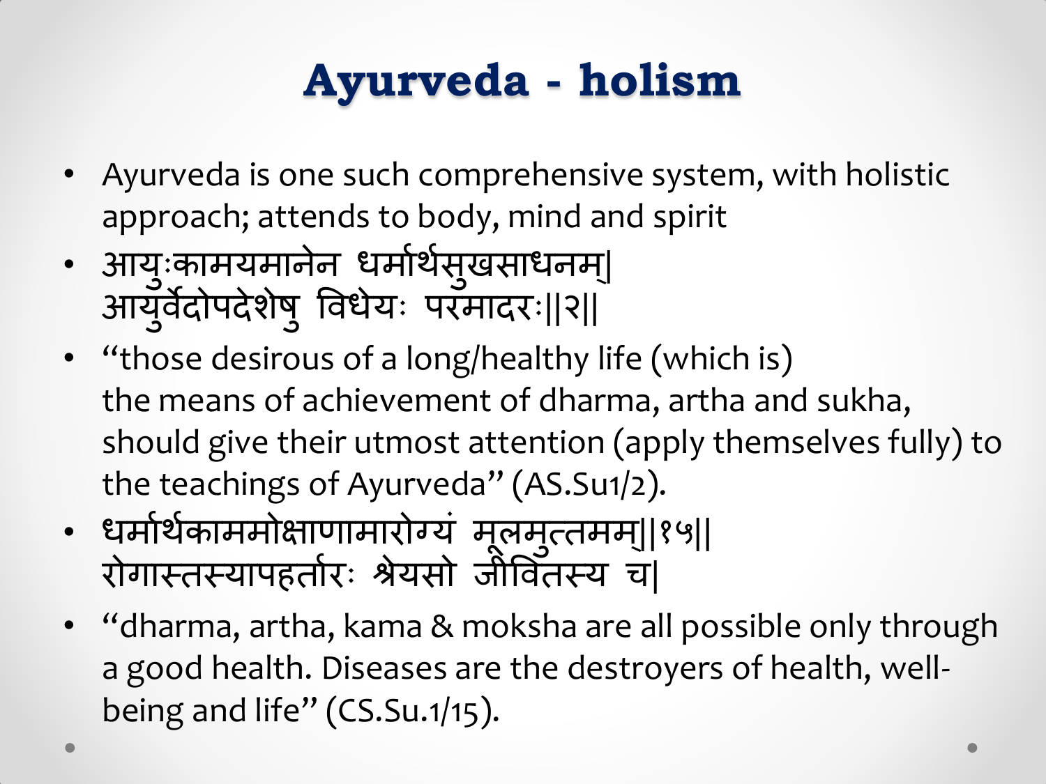# Ayurveda - holism

- Ayurveda is one such comprehensive system, with holistic approach; attends to body, mind and spirit
- आयुःकामयमानेन धर्मार्थसुखसाधनम्|
आयुर्वेदोपदेशेषु विधेयः परमादरः||२||
- "those desirous of a long/healthy life (which is) the means of achievement of dharma, artha and sukha, should give their utmost attention (apply themselves fully) to the teachings of Ayurveda" (AS.Su1/2).
- धर्मार्थकाममोक्षाणामारोग्यं मूलमुत्तमम्||१५||
रोगास्तस्यापहर्तारः श्रेयसो जीवितस्य च|
- "dharma, artha, kama & moksha are all possible only through a good health. Diseases are the destroyers of health, well-being and life" (CS.Su.1/15).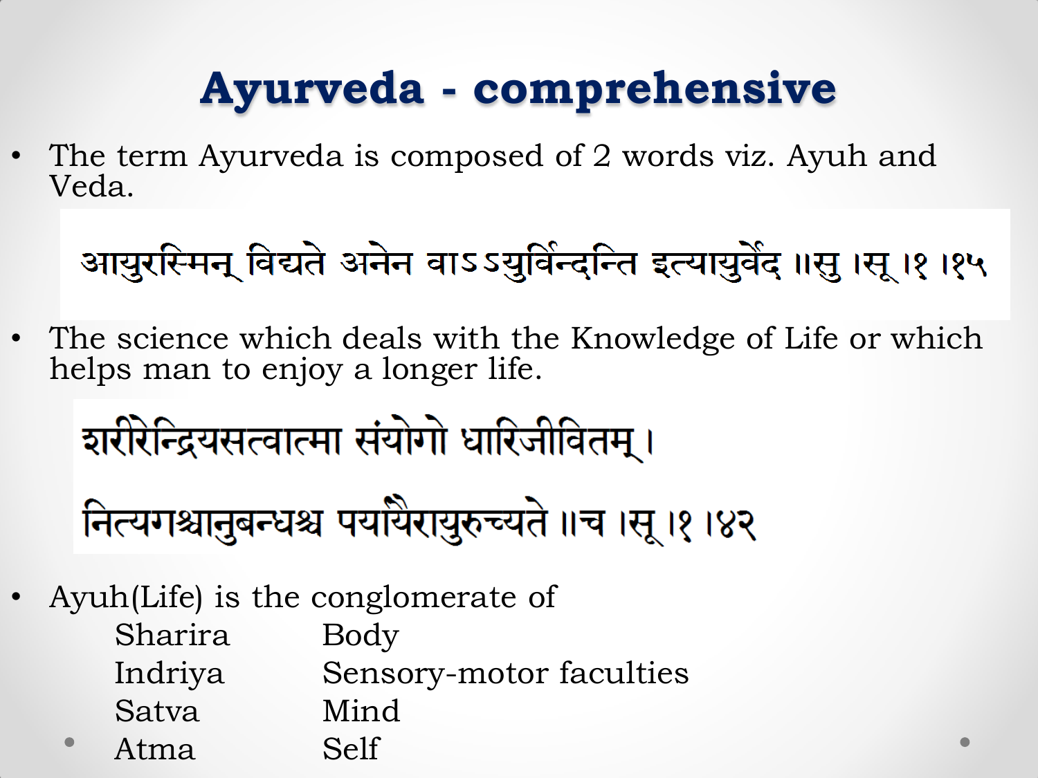# Ayurveda - comprehensive

- The term Ayurveda is composed of 2 words viz. Ayuh and Veda.

आयुरस्मिन् विद्यते अनेन वाऽऽयुर्विन्दन्ति इत्यायुर्वेद ॥सु ।सू ।१ ।१५

- The science which deals with the Knowledge of Life or which helps man to enjoy a longer life.

शरीरेन्द्रियसत्वात्मा संयोगो धारिजीवितम् ।

नित्यगश्चानुबन्धश्च पर्यायैरायुरुच्यते ॥च ।सू ।१ ।४२

- Ayuh(Life) is the conglomerate of

| | |
|---|---|
| Sharira | Body |
| Indriya | Sensory-motor faculties |
| Satva | Mind |
| Atma | Self |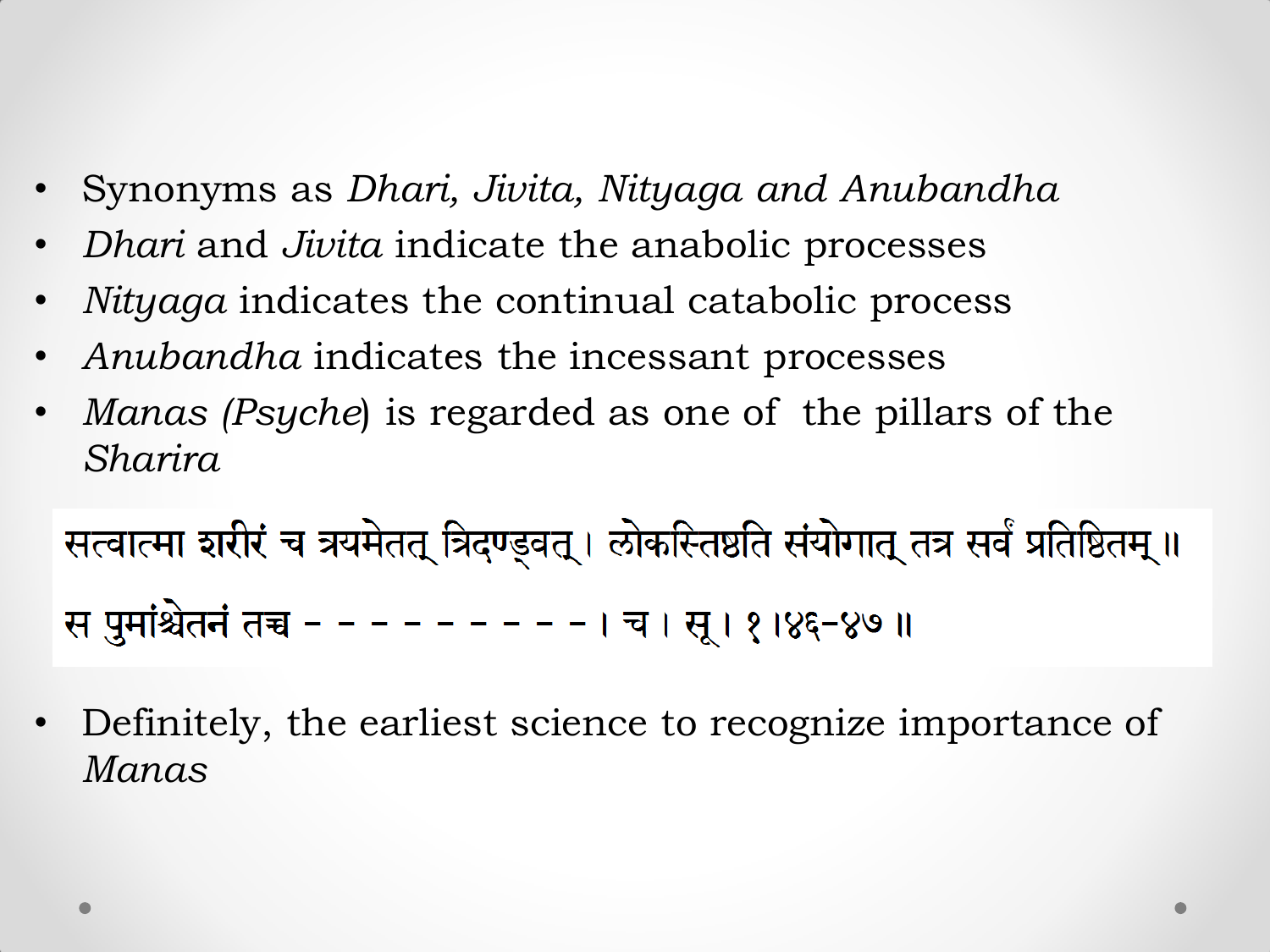- Synonyms as *Dhari, Jivita, Nityaga and Anubandha*
- *Dhari* and *Jivita* indicate the anabolic processes
- *Nityaga* indicates the continual catabolic process
- *Anubandha* indicates the incessant processes
- *Manas (Psyche*) is regarded as one of the pillars of the *Sharira*

सत्वात्मा शरीरं च त्रयमेतत् त्रिदण्डवत् । लोकस्तिष्ठति संयोगात् तत्र सर्वं प्रतिष्ठितम् ॥

स पुमांश्चेतनं तच्च - - - - - - - - - - । च । सू । १ ।४६-४७ ॥

- Definitely, the earliest science to recognize importance of *Manas*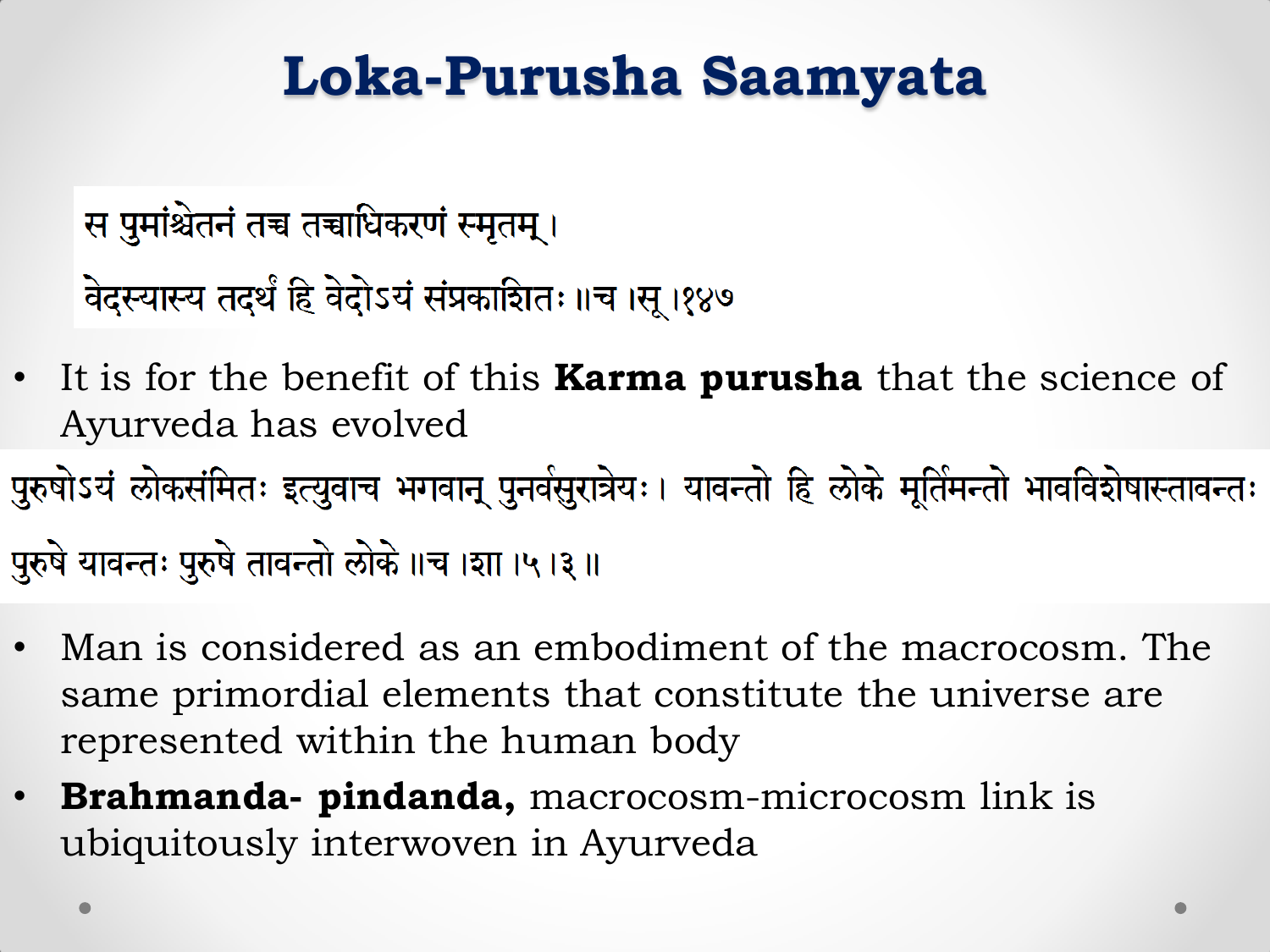# Loka-Purusha Saamyata

स पुमांश्चेतनं तच्च तच्चाधिकरणं स्मृतम् ।

वेदस्यास्य तदर्थं हि वेदोऽयं संप्रकाशितः ॥च ।सू ।१४७

- It is for the benefit of this **Karma purusha** that the science of Ayurveda has evolved

पुरुषोऽयं लोकसंमितः इत्युवाच भगवान् पुनर्वसुरात्रेयः। यावन्तो हि लोके मूर्तिमन्तो भावविशेषास्तावन्तः

पुरुषे यावन्तः पुरुषे तावन्तो लोके ॥च ।शा ।५ ।३ ॥

- Man is considered as an embodiment of the macrocosm. The same primordial elements that constitute the universe are represented within the human body
- **Brahmanda- pindanda,** macrocosm-microcosm link is ubiquitously interwoven in Ayurveda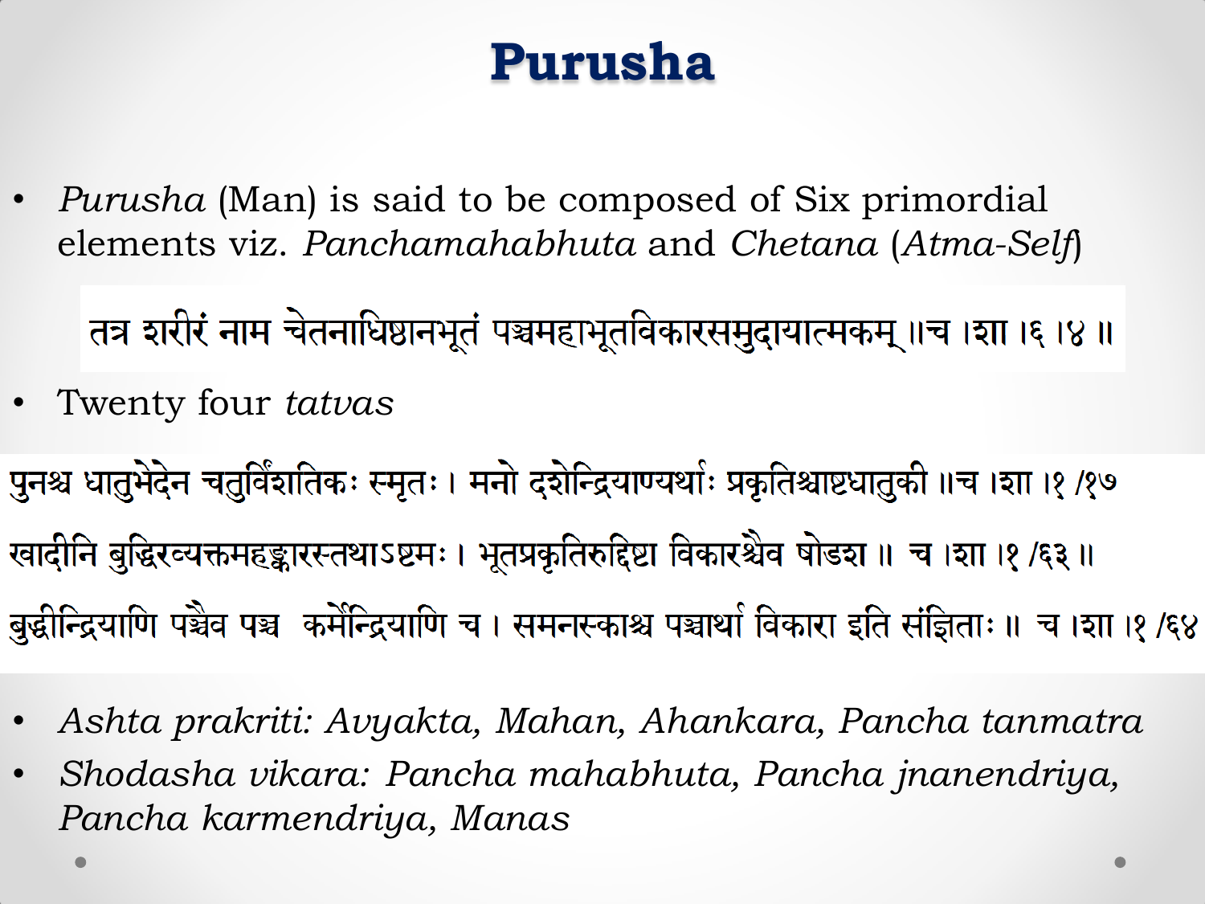# Purusha

- *Purusha* (Man) is said to be composed of Six primordial elements viz. *Panchamahabhuta* and *Chetana* (*Atma-Self*)

तत्र शरीरं नाम चेतनाधिष्ठानभूतं पञ्चमहाभूतविकारसमुदायात्मकम् ॥च ।शा ।६ ।४ ॥

- Twenty four *tatvas*

पुनश्च धातुभेदेन चतुर्विंशतिकः स्मृतः। मनो दशेन्द्रियाण्यर्थाः प्रकृतिश्चाष्टधातुकी ॥च ।शा ।१ /१७

खादीनि बुद्धिरव्यक्तमहङ्कारस्तथाऽष्टमः। भूतप्रकृतिरुद्दिष्टा विकारश्चैव षोडश ॥ च ।शा ।१ /६३ ॥

बुद्धीन्द्रियाणि पञ्चैव पञ्च कर्मेन्द्रियाणि च। समनस्काश्च पञ्चार्था विकारा इति संज्ञिताः॥ च ।शा ।१ /६४

- *Ashta prakriti: Avyakta, Mahan, Ahankara, Pancha tanmatra*
- *Shodasha vikara: Pancha mahabhuta, Pancha jnanendriya, Pancha karmendriya, Manas*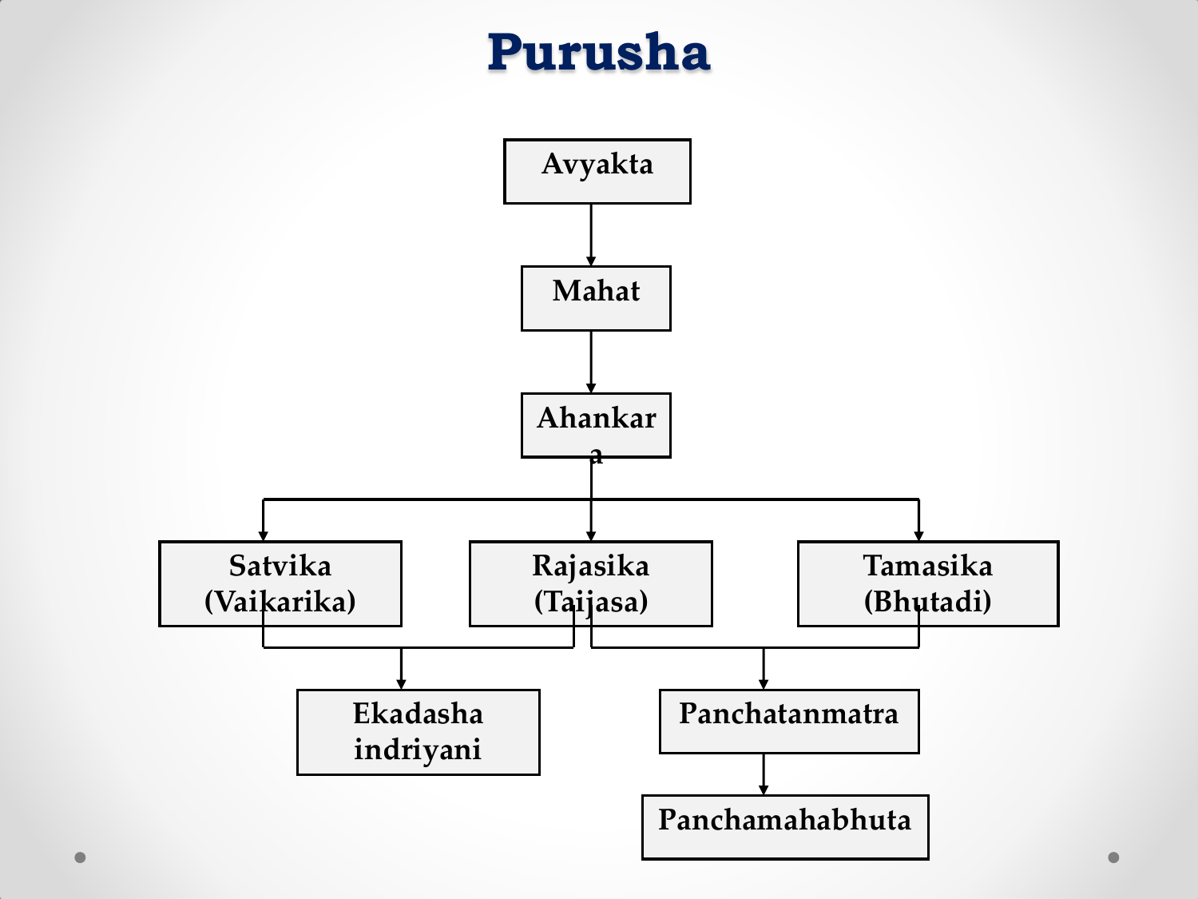# Purusha

Avyakta

↓

Mahat

↓

Ahankara

↓

- Satvika (Vaikarika)
- Rajasika (Taijasa)
- Tamasika (Bhutadi)

Satvika (Vaikarika) + Rajasika (Taijasa) → Ekadasha indriyani

Rajasika (Taijasa) + Tamasika (Bhutadi) → Panchatanmatra → Panchamahabhuta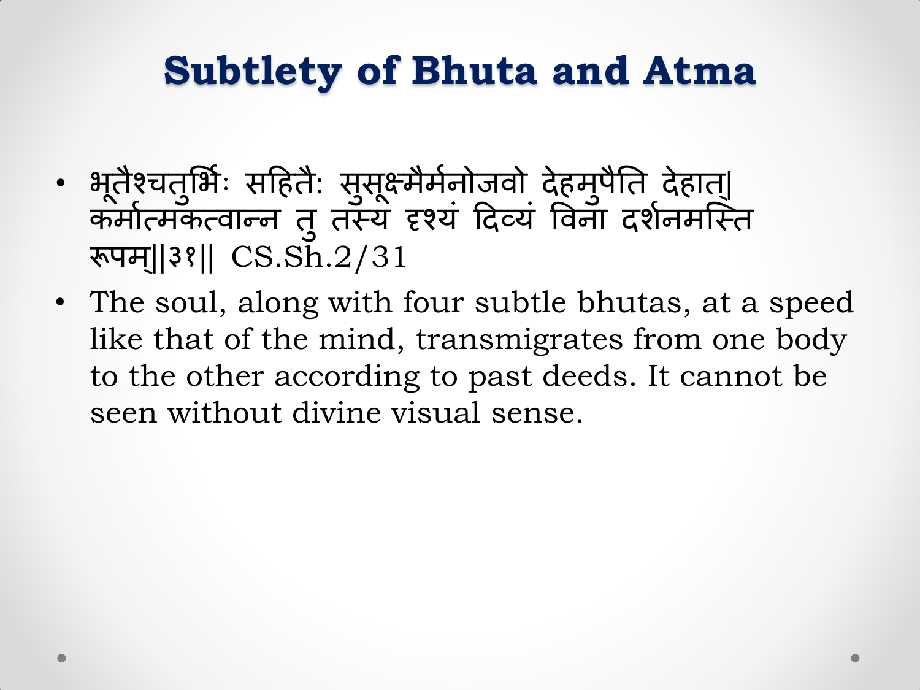# Subtlety of Bhuta and Atma

- भूतैश्चतुर्भिः सहितैः सुसूक्ष्मैर्मनोजवो देहमुपैति देहात्| कर्मात्मकत्वान्न तु तस्य दृश्यं दिव्यं विना दर्शनमस्ति रूपम्||३१|| CS.Sh.2/31
- The soul, along with four subtle bhutas, at a speed like that of the mind, transmigrates from one body to the other according to past deeds. It cannot be seen without divine visual sense.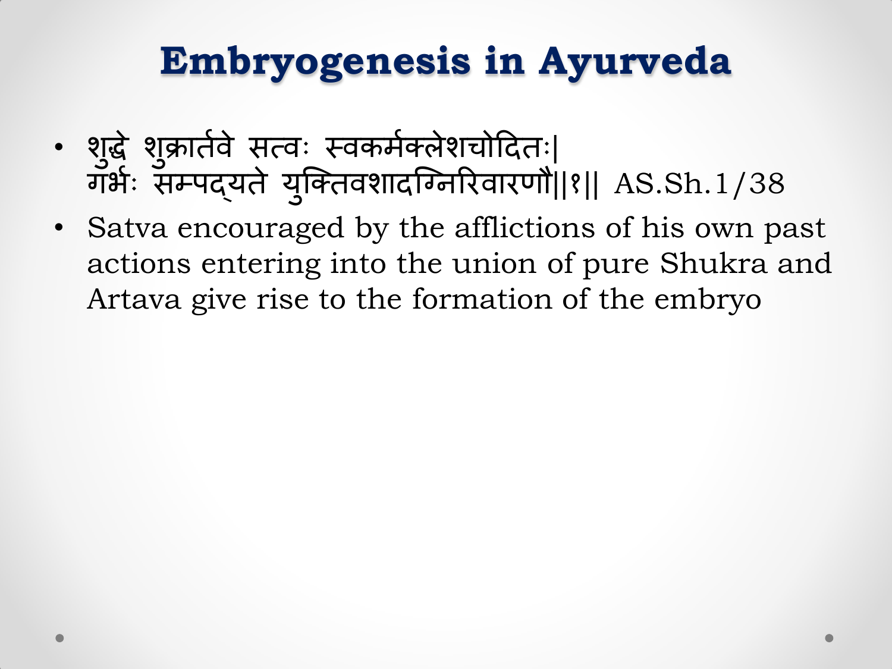# Embryogenesis in Ayurveda

- शुद्धे शुक्रार्तवे सत्वः स्वकर्मक्लेशचोदितः|
  गर्भः सम्पद्यते युक्तिवशादग्निरिवारणौ||१|| AS.Sh.1/38
- Satva encouraged by the afflictions of his own past actions entering into the union of pure Shukra and Artava give rise to the formation of the embryo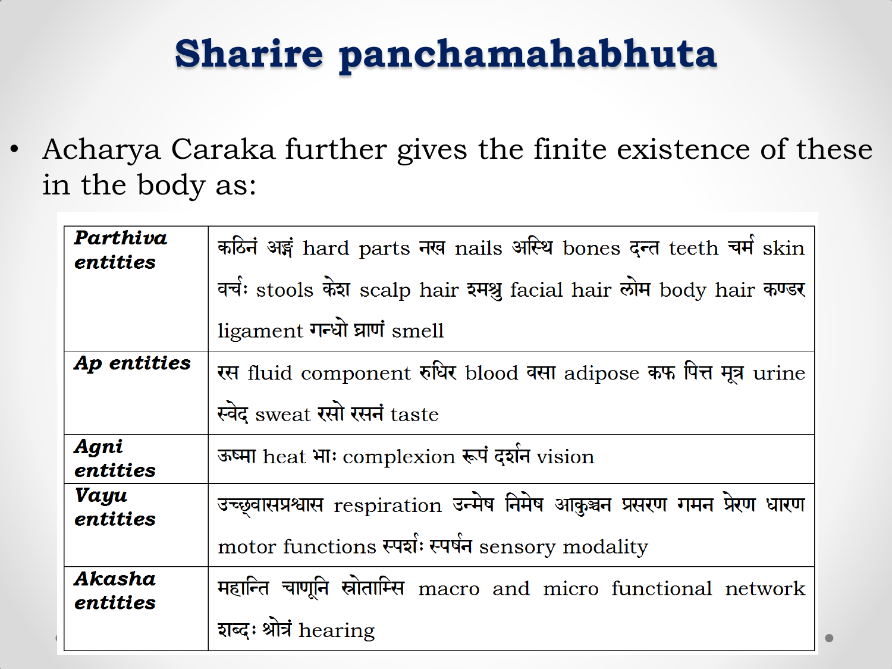# Sharire panchamahabhuta

- Acharya Caraka further gives the finite existence of these in the body as:

| | |
|---|---|
| ***Parthiva entities*** | कठिनं अङ्गं hard parts नख nails अस्थि bones दन्त teeth चर्म skin वर्चः stools केश scalp hair श्मश्रु facial hair लोम body hair कण्डर ligament गन्धो घ्राणं smell |
| ***Ap entities*** | रस fluid component रुधिर blood वसा adipose कफ पित्त मूत्र urine स्वेद sweat रसो रसनं taste |
| ***Agni entities*** | ऊष्मा heat भाः complexion रूपं दर्शन vision |
| ***Vayu entities*** | उच्छ्वासप्रश्वास respiration उन्मेष निमेष आकुञ्चन प्रसरण गमन प्रेरण धारण motor functions स्पर्शः स्पर्षन sensory modality |
| ***Akasha entities*** | महान्ति चाणूनि स्रोतांसि macro and micro functional network शब्दः श्रोत्रं hearing |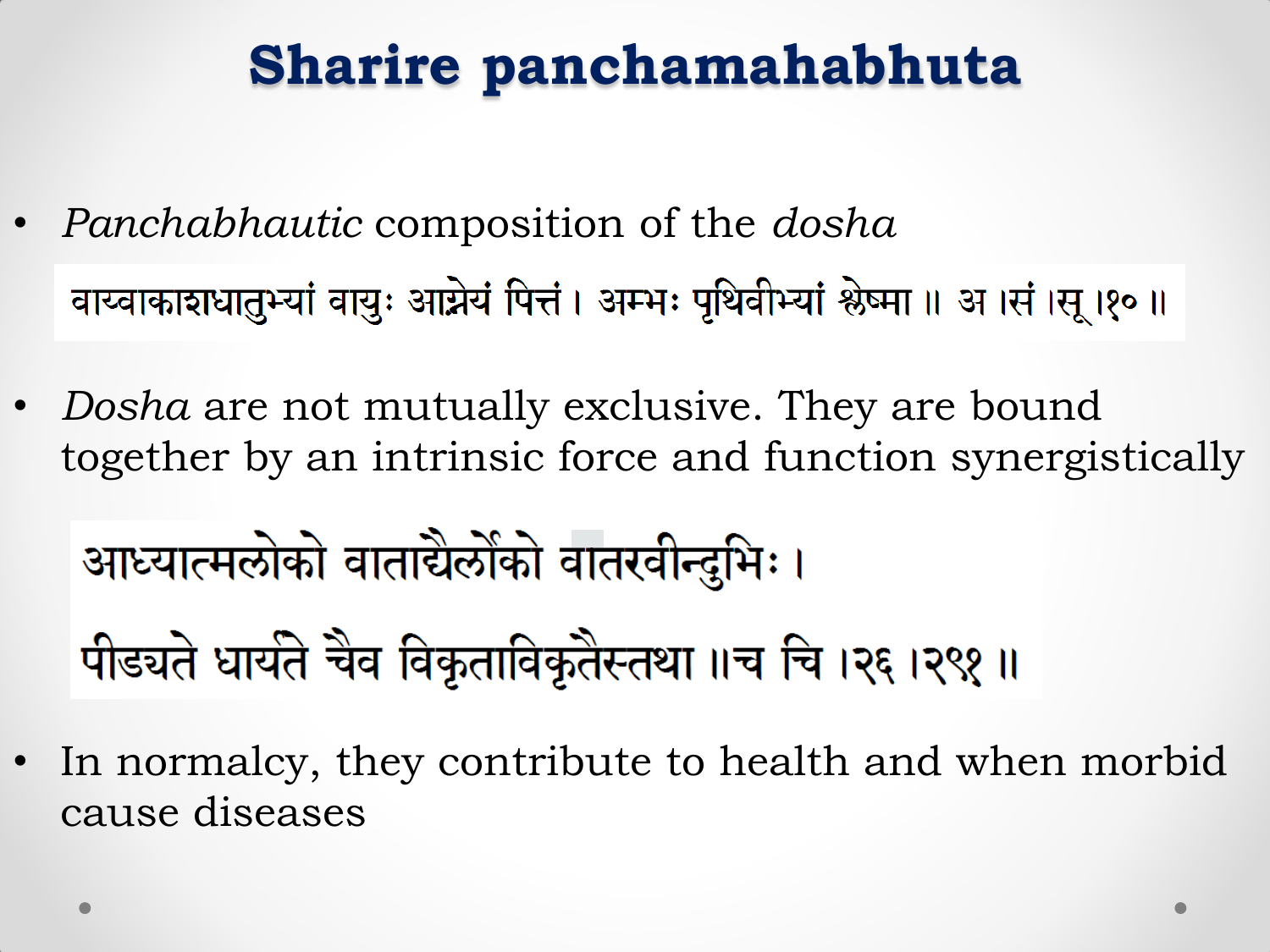# Sharire panchamahabhuta

- *Panchabhautic* composition of the *dosha*

वाय्वाकाशधातुभ्यां वायुः आग्नेयं पित्तं। अम्भः पृथिवीभ्यां श्लेष्मा ॥ अ ।सं ।सू ।१० ॥

- *Dosha* are not mutually exclusive. They are bound together by an intrinsic force and function synergistically

आध्यात्मलोको वाताद्यैर्लोको वातरवीन्दुभिः ।
पीड्यते धार्यते चैव विकृताविकृतैस्तथा ॥च चि ।२६ ।२९१ ॥

- In normalcy, they contribute to health and when morbid cause diseases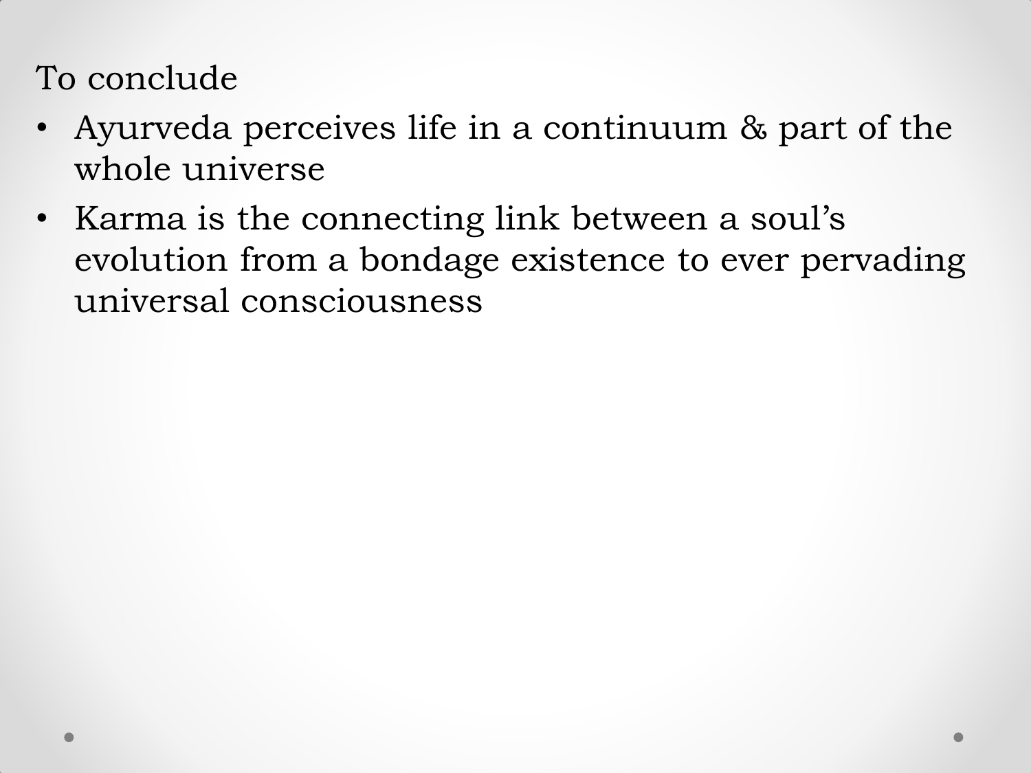To conclude

- Ayurveda perceives life in a continuum & part of the whole universe
- Karma is the connecting link between a soul's evolution from a bondage existence to ever pervading universal consciousness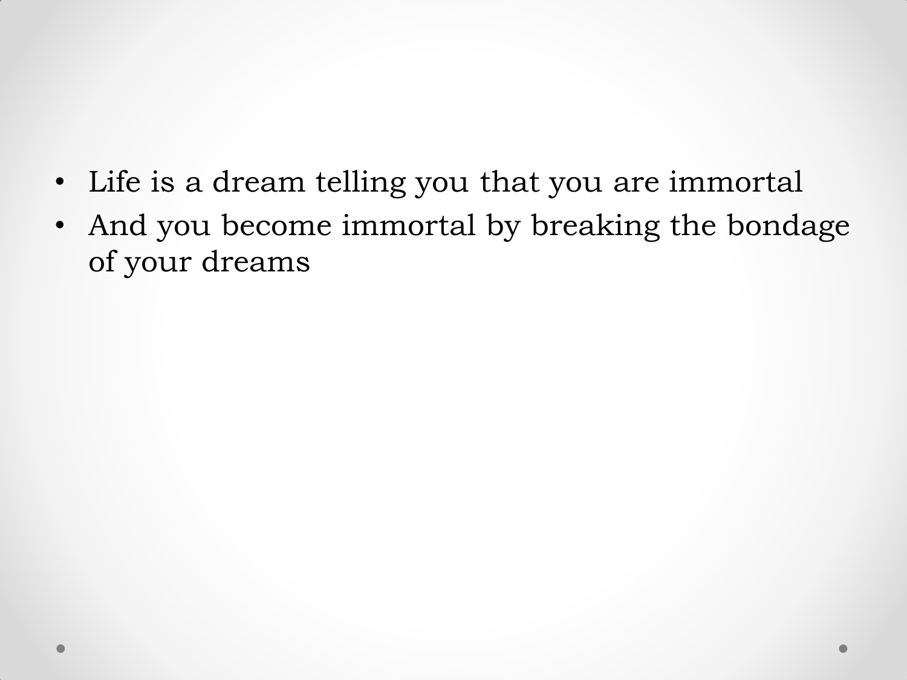- Life is a dream telling you that you are immortal
- And you become immortal by breaking the bondage of your dreams